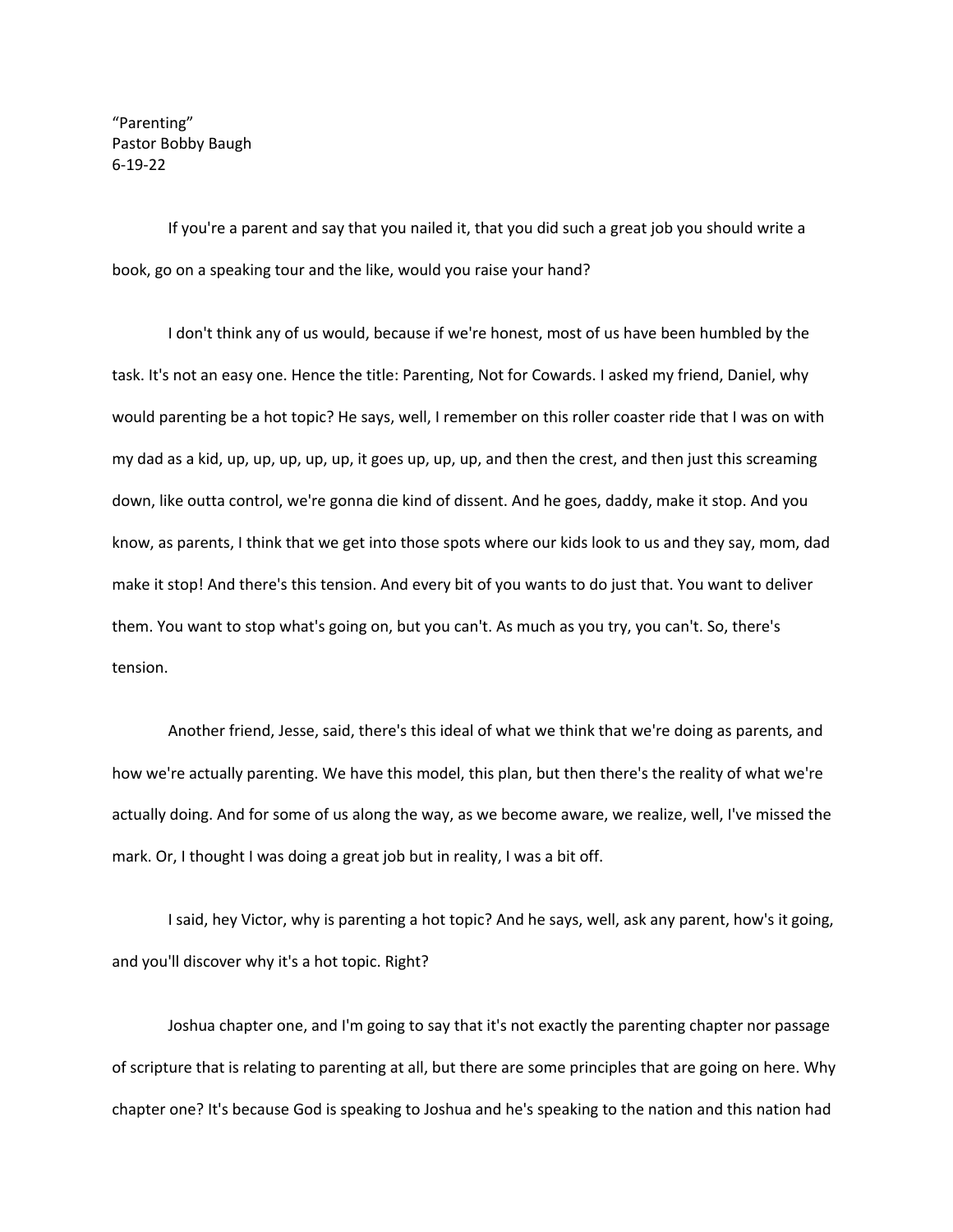“Parenting”
Pastor Bobby Baugh
6-19-22

If you're a parent and say that you nailed it, that you did such a great job you should write a book, go on a speaking tour and the like, would you raise your hand?

I don't think any of us would, because if we're honest, most of us have been humbled by the task. It's not an easy one. Hence the title: Parenting, Not for Cowards. I asked my friend, Daniel, why would parenting be a hot topic? He says, well, I remember on this roller coaster ride that I was on with my dad as a kid, up, up, up, up, up, it goes up, up, up, and then the crest, and then just this screaming down, like outta control, we're gonna die kind of dissent. And he goes, daddy, make it stop. And you know, as parents, I think that we get into those spots where our kids look to us and they say, mom, dad make it stop! And there's this tension. And every bit of you wants to do just that. You want to deliver them. You want to stop what's going on, but you can't. As much as you try, you can't. So, there's tension.

Another friend, Jesse, said, there's this ideal of what we think that we're doing as parents, and how we're actually parenting. We have this model, this plan, but then there's the reality of what we're actually doing. And for some of us along the way, as we become aware, we realize, well, I've missed the mark. Or, I thought I was doing a great job but in reality, I was a bit off.

I said, hey Victor, why is parenting a hot topic? And he says, well, ask any parent, how's it going, and you'll discover why it's a hot topic. Right?

Joshua chapter one, and I'm going to say that it's not exactly the parenting chapter nor passage of scripture that is relating to parenting at all, but there are some principles that are going on here. Why chapter one? It's because God is speaking to Joshua and he's speaking to the nation and this nation had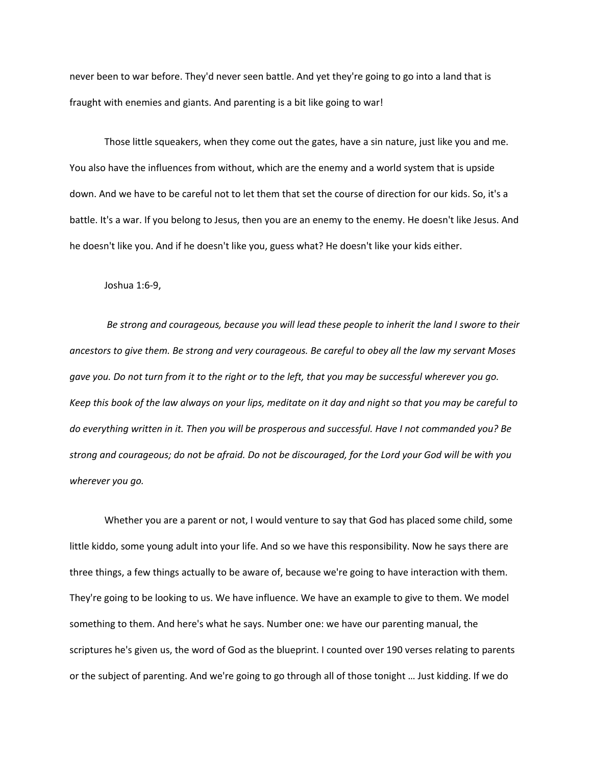never been to war before. They'd never seen battle. And yet they're going to go into a land that is fraught with enemies and giants. And parenting is a bit like going to war!

Those little squeakers, when they come out the gates, have a sin nature, just like you and me. You also have the influences from without, which are the enemy and a world system that is upside down. And we have to be careful not to let them that set the course of direction for our kids. So, it's a battle. It's a war. If you belong to Jesus, then you are an enemy to the enemy. He doesn't like Jesus. And he doesn't like you. And if he doesn't like you, guess what? He doesn't like your kids either.

Joshua 1:6-9,

*Be strong and courageous, because you will lead these people to inherit the land I swore to their ancestors to give them. Be strong and very courageous. Be careful to obey all the law my servant Moses gave you. Do not turn from it to the right or to the left, that you may be successful wherever you go. Keep this book of the law always on your lips, meditate on it day and night so that you may be careful to do everything written in it. Then you will be prosperous and successful. Have I not commanded you? Be strong and courageous; do not be afraid. Do not be discouraged, for the Lord your God will be with you wherever you go.*

Whether you are a parent or not, I would venture to say that God has placed some child, some little kiddo, some young adult into your life. And so we have this responsibility. Now he says there are three things, a few things actually to be aware of, because we're going to have interaction with them. They're going to be looking to us. We have influence. We have an example to give to them. We model something to them. And here's what he says. Number one: we have our parenting manual, the scriptures he's given us, the word of God as the blueprint. I counted over 190 verses relating to parents or the subject of parenting. And we're going to go through all of those tonight … Just kidding. If we do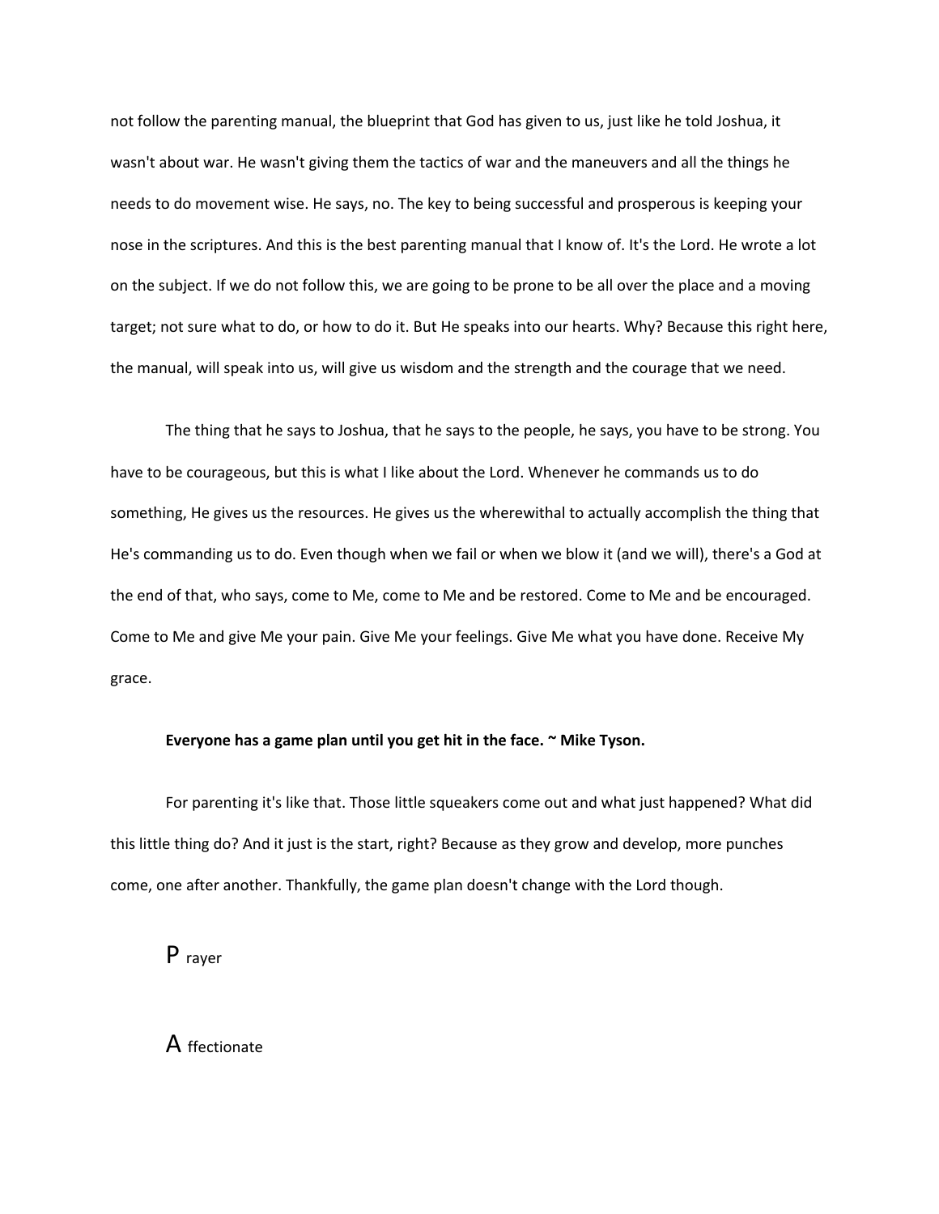not follow the parenting manual, the blueprint that God has given to us, just like he told Joshua, it wasn't about war. He wasn't giving them the tactics of war and the maneuvers and all the things he needs to do movement wise. He says, no. The key to being successful and prosperous is keeping your nose in the scriptures. And this is the best parenting manual that I know of. It's the Lord. He wrote a lot on the subject. If we do not follow this, we are going to be prone to be all over the place and a moving target; not sure what to do, or how to do it. But He speaks into our hearts. Why? Because this right here, the manual, will speak into us, will give us wisdom and the strength and the courage that we need.

The thing that he says to Joshua, that he says to the people, he says, you have to be strong. You have to be courageous, but this is what I like about the Lord. Whenever he commands us to do something, He gives us the resources. He gives us the wherewithal to actually accomplish the thing that He's commanding us to do. Even though when we fail or when we blow it (and we will), there's a God at the end of that, who says, come to Me, come to Me and be restored. Come to Me and be encouraged. Come to Me and give Me your pain. Give Me your feelings. Give Me what you have done. Receive My grace.

**Everyone has a game plan until you get hit in the face. ~ Mike Tyson.**

For parenting it's like that. Those little squeakers come out and what just happened? What did this little thing do? And it just is the start, right? Because as they grow and develop, more punches come, one after another. Thankfully, the game plan doesn't change with the Lord though.

P rayer

A ffectionate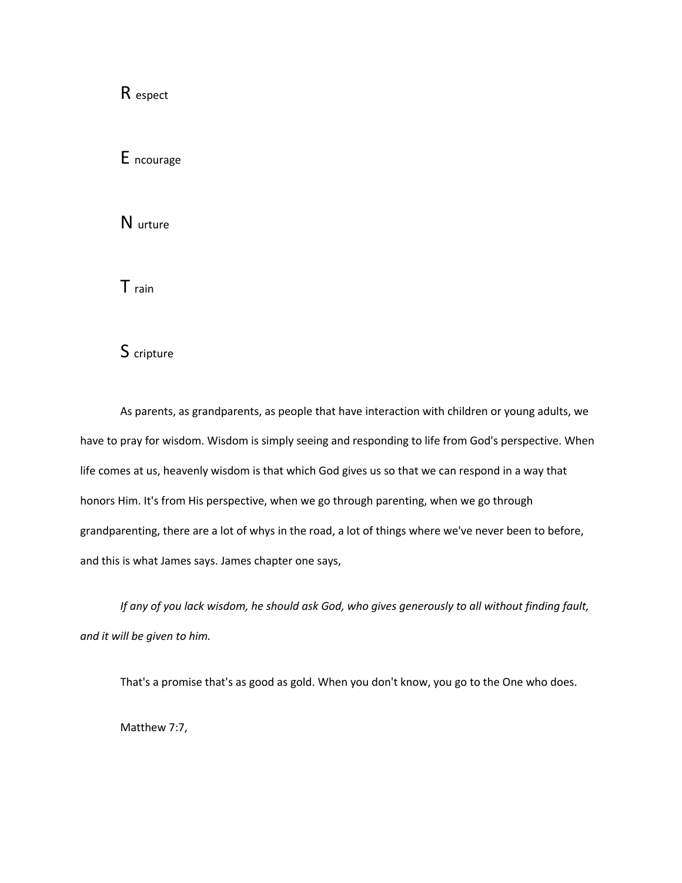R espect

E ncourage

N urture

T rain

S cripture

As parents, as grandparents, as people that have interaction with children or young adults, we have to pray for wisdom. Wisdom is simply seeing and responding to life from God's perspective. When life comes at us, heavenly wisdom is that which God gives us so that we can respond in a way that honors Him. It's from His perspective, when we go through parenting, when we go through grandparenting, there are a lot of whys in the road, a lot of things where we've never been to before, and this is what James says. James chapter one says,

*If any of you lack wisdom, he should ask God, who gives generously to all without finding fault, and it will be given to him.*

That's a promise that's as good as gold. When you don't know, you go to the One who does.

Matthew 7:7,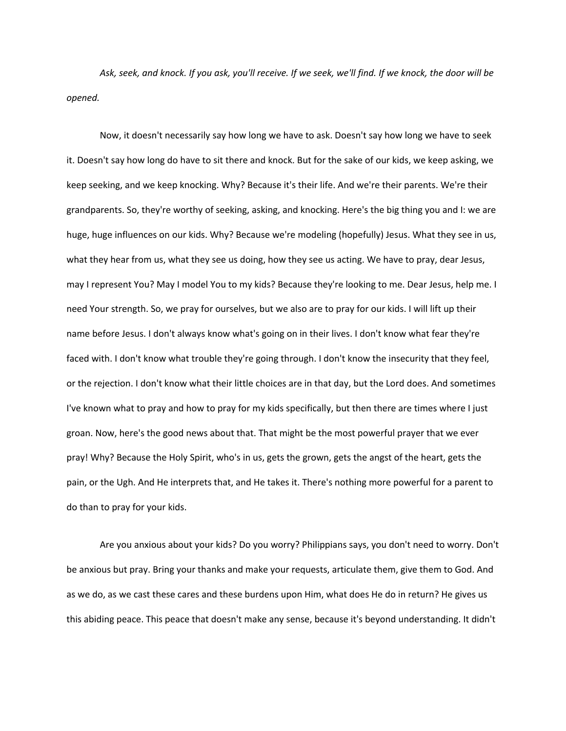*Ask, seek, and knock. If you ask, you'll receive. If we seek, we'll find. If we knock, the door will be opened.*

Now, it doesn't necessarily say how long we have to ask. Doesn't say how long we have to seek it. Doesn't say how long do have to sit there and knock. But for the sake of our kids, we keep asking, we keep seeking, and we keep knocking. Why? Because it's their life. And we're their parents. We're their grandparents. So, they're worthy of seeking, asking, and knocking. Here's the big thing you and I: we are huge, huge influences on our kids. Why? Because we're modeling (hopefully) Jesus. What they see in us, what they hear from us, what they see us doing, how they see us acting. We have to pray, dear Jesus, may I represent You? May I model You to my kids? Because they're looking to me. Dear Jesus, help me. I need Your strength. So, we pray for ourselves, but we also are to pray for our kids. I will lift up their name before Jesus. I don't always know what's going on in their lives. I don't know what fear they're faced with. I don't know what trouble they're going through. I don't know the insecurity that they feel, or the rejection. I don't know what their little choices are in that day, but the Lord does. And sometimes I've known what to pray and how to pray for my kids specifically, but then there are times where I just groan. Now, here's the good news about that. That might be the most powerful prayer that we ever pray! Why? Because the Holy Spirit, who's in us, gets the grown, gets the angst of the heart, gets the pain, or the Ugh. And He interprets that, and He takes it. There's nothing more powerful for a parent to do than to pray for your kids.

Are you anxious about your kids? Do you worry? Philippians says, you don't need to worry. Don't be anxious but pray. Bring your thanks and make your requests, articulate them, give them to God. And as we do, as we cast these cares and these burdens upon Him, what does He do in return? He gives us this abiding peace. This peace that doesn't make any sense, because it's beyond understanding. It didn't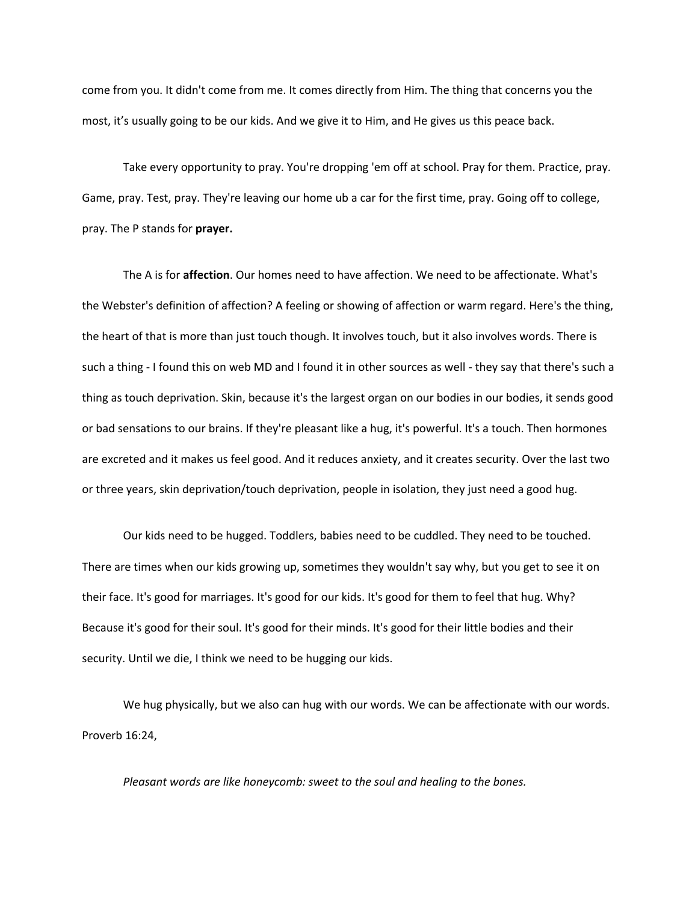come from you. It didn't come from me. It comes directly from Him. The thing that concerns you the most, it's usually going to be our kids. And we give it to Him, and He gives us this peace back.

Take every opportunity to pray. You're dropping 'em off at school. Pray for them. Practice, pray. Game, pray. Test, pray. They're leaving our home ub a car for the first time, pray. Going off to college, pray. The P stands for **prayer.**

The A is for **affection**. Our homes need to have affection. We need to be affectionate. What's the Webster's definition of affection? A feeling or showing of affection or warm regard. Here's the thing, the heart of that is more than just touch though. It involves touch, but it also involves words. There is such a thing - I found this on web MD and I found it in other sources as well - they say that there's such a thing as touch deprivation. Skin, because it's the largest organ on our bodies in our bodies, it sends good or bad sensations to our brains. If they're pleasant like a hug, it's powerful. It's a touch. Then hormones are excreted and it makes us feel good. And it reduces anxiety, and it creates security. Over the last two or three years, skin deprivation/touch deprivation, people in isolation, they just need a good hug.

Our kids need to be hugged. Toddlers, babies need to be cuddled. They need to be touched. There are times when our kids growing up, sometimes they wouldn't say why, but you get to see it on their face. It's good for marriages. It's good for our kids. It's good for them to feel that hug. Why? Because it's good for their soul. It's good for their minds. It's good for their little bodies and their security. Until we die, I think we need to be hugging our kids.

We hug physically, but we also can hug with our words. We can be affectionate with our words. Proverb 16:24,

*Pleasant words are like honeycomb: sweet to the soul and healing to the bones.*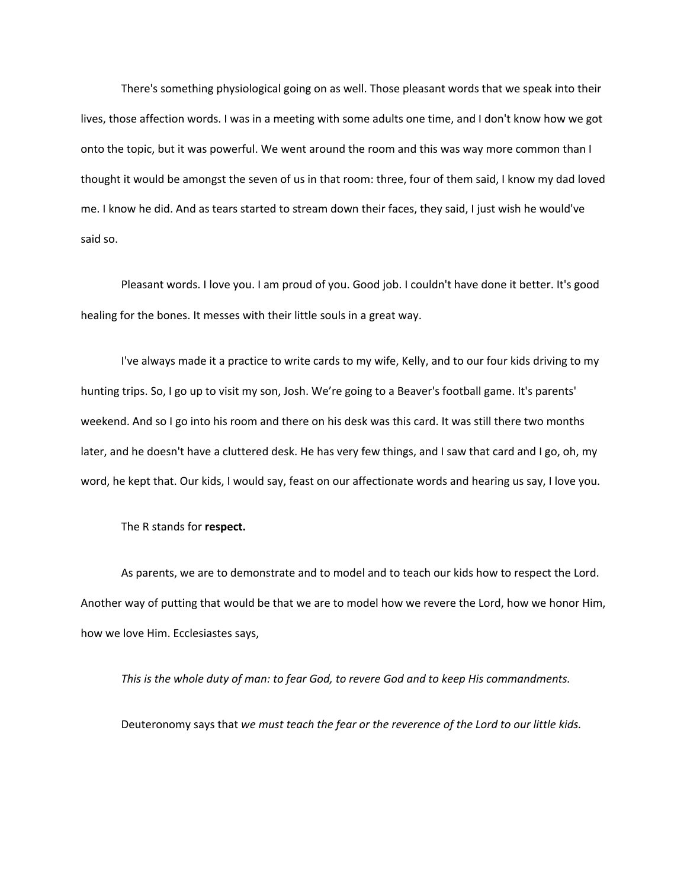There's something physiological going on as well. Those pleasant words that we speak into their lives, those affection words. I was in a meeting with some adults one time, and I don't know how we got onto the topic, but it was powerful. We went around the room and this was way more common than I thought it would be amongst the seven of us in that room: three, four of them said, I know my dad loved me. I know he did. And as tears started to stream down their faces, they said, I just wish he would've said so.

Pleasant words. I love you. I am proud of you. Good job. I couldn't have done it better. It's good healing for the bones. It messes with their little souls in a great way.

I've always made it a practice to write cards to my wife, Kelly, and to our four kids driving to my hunting trips. So, I go up to visit my son, Josh. We're going to a Beaver's football game. It's parents' weekend. And so I go into his room and there on his desk was this card. It was still there two months later, and he doesn't have a cluttered desk. He has very few things, and I saw that card and I go, oh, my word, he kept that. Our kids, I would say, feast on our affectionate words and hearing us say, I love you.

The R stands for **respect.**

As parents, we are to demonstrate and to model and to teach our kids how to respect the Lord. Another way of putting that would be that we are to model how we revere the Lord, how we honor Him, how we love Him. Ecclesiastes says,

*This is the whole duty of man: to fear God, to revere God and to keep His commandments.*

Deuteronomy says that *we must teach the fear or the reverence of the Lord to our little kids.*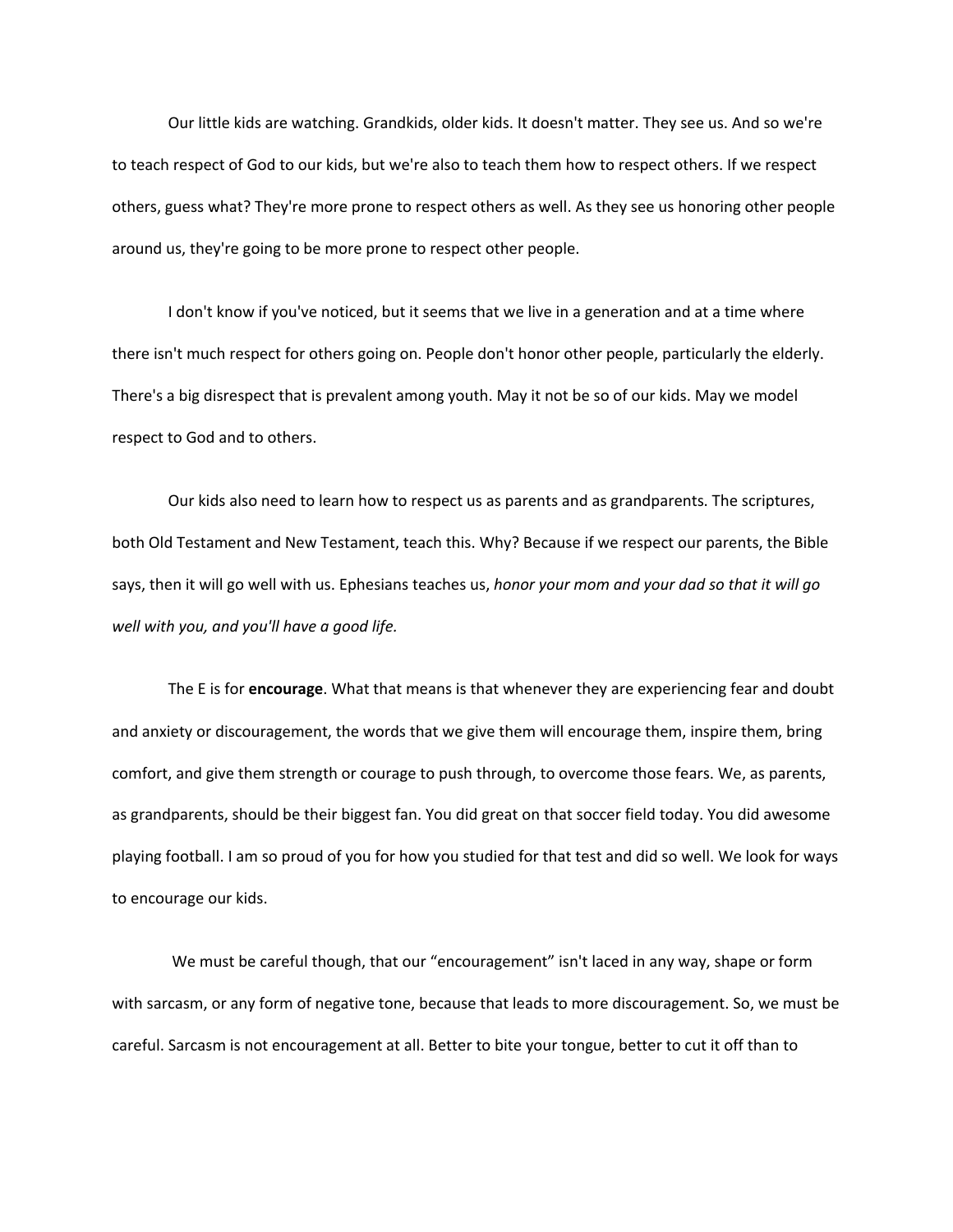Our little kids are watching. Grandkids, older kids. It doesn't matter. They see us. And so we're to teach respect of God to our kids, but we're also to teach them how to respect others. If we respect others, guess what? They're more prone to respect others as well. As they see us honoring other people around us, they're going to be more prone to respect other people.

I don't know if you've noticed, but it seems that we live in a generation and at a time where there isn't much respect for others going on. People don't honor other people, particularly the elderly. There's a big disrespect that is prevalent among youth. May it not be so of our kids. May we model respect to God and to others.

Our kids also need to learn how to respect us as parents and as grandparents. The scriptures, both Old Testament and New Testament, teach this. Why? Because if we respect our parents, the Bible says, then it will go well with us. Ephesians teaches us, *honor your mom and your dad so that it will go well with you, and you'll have a good life.*

The E is for **encourage**. What that means is that whenever they are experiencing fear and doubt and anxiety or discouragement, the words that we give them will encourage them, inspire them, bring comfort, and give them strength or courage to push through, to overcome those fears. We, as parents, as grandparents, should be their biggest fan. You did great on that soccer field today. You did awesome playing football. I am so proud of you for how you studied for that test and did so well. We look for ways to encourage our kids.

We must be careful though, that our "encouragement" isn't laced in any way, shape or form with sarcasm, or any form of negative tone, because that leads to more discouragement. So, we must be careful. Sarcasm is not encouragement at all. Better to bite your tongue, better to cut it off than to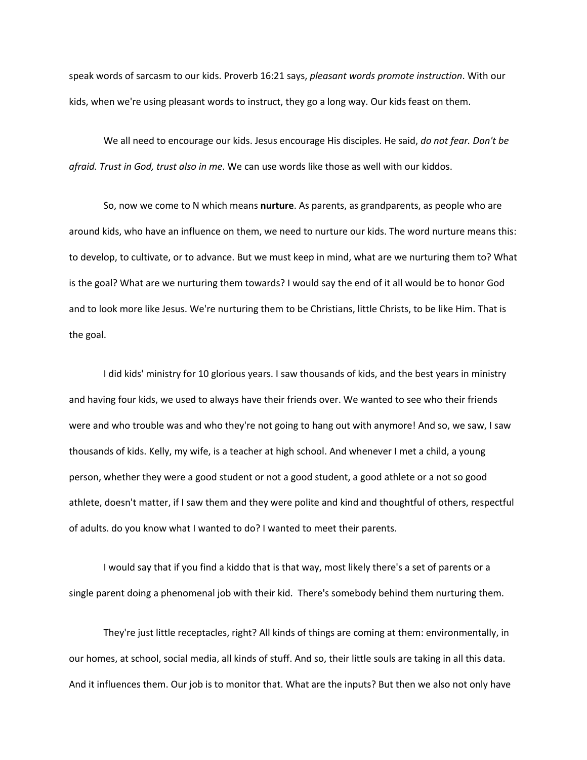speak words of sarcasm to our kids. Proverb 16:21 says, *pleasant words promote instruction*. With our kids, when we're using pleasant words to instruct, they go a long way. Our kids feast on them.

We all need to encourage our kids. Jesus encourage His disciples. He said, *do not fear. Don't be afraid. Trust in God, trust also in me*. We can use words like those as well with our kiddos.

So, now we come to N which means **nurture**. As parents, as grandparents, as people who are around kids, who have an influence on them, we need to nurture our kids. The word nurture means this: to develop, to cultivate, or to advance. But we must keep in mind, what are we nurturing them to? What is the goal? What are we nurturing them towards? I would say the end of it all would be to honor God and to look more like Jesus. We're nurturing them to be Christians, little Christs, to be like Him. That is the goal.

I did kids' ministry for 10 glorious years. I saw thousands of kids, and the best years in ministry and having four kids, we used to always have their friends over. We wanted to see who their friends were and who trouble was and who they're not going to hang out with anymore! And so, we saw, I saw thousands of kids. Kelly, my wife, is a teacher at high school. And whenever I met a child, a young person, whether they were a good student or not a good student, a good athlete or a not so good athlete, doesn't matter, if I saw them and they were polite and kind and thoughtful of others, respectful of adults. do you know what I wanted to do? I wanted to meet their parents.

I would say that if you find a kiddo that is that way, most likely there's a set of parents or a single parent doing a phenomenal job with their kid. There's somebody behind them nurturing them.

They're just little receptacles, right? All kinds of things are coming at them: environmentally, in our homes, at school, social media, all kinds of stuff. And so, their little souls are taking in all this data. And it influences them. Our job is to monitor that. What are the inputs? But then we also not only have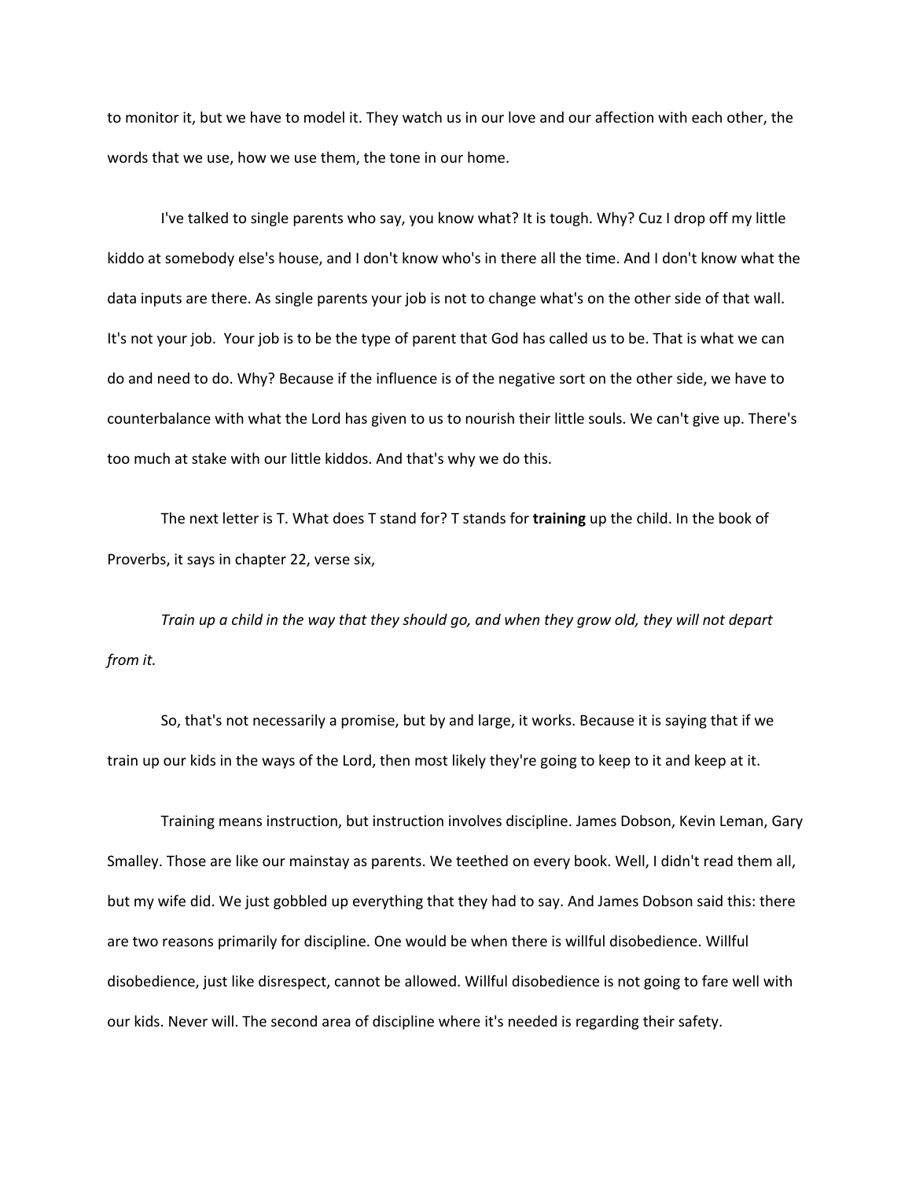to monitor it, but we have to model it. They watch us in our love and our affection with each other, the words that we use, how we use them, the tone in our home.

I've talked to single parents who say, you know what? It is tough. Why? Cuz I drop off my little kiddo at somebody else's house, and I don't know who's in there all the time. And I don't know what the data inputs are there. As single parents your job is not to change what's on the other side of that wall. It's not your job.  Your job is to be the type of parent that God has called us to be. That is what we can do and need to do. Why? Because if the influence is of the negative sort on the other side, we have to counterbalance with what the Lord has given to us to nourish their little souls. We can't give up. There's too much at stake with our little kiddos. And that's why we do this.

The next letter is T. What does T stand for? T stands for **training** up the child. In the book of Proverbs, it says in chapter 22, verse six,

*Train up a child in the way that they should go, and when they grow old, they will not depart from it.*

So, that's not necessarily a promise, but by and large, it works. Because it is saying that if we train up our kids in the ways of the Lord, then most likely they're going to keep to it and keep at it.

Training means instruction, but instruction involves discipline. James Dobson, Kevin Leman, Gary Smalley. Those are like our mainstay as parents. We teethed on every book. Well, I didn't read them all, but my wife did. We just gobbled up everything that they had to say. And James Dobson said this: there are two reasons primarily for discipline. One would be when there is willful disobedience. Willful disobedience, just like disrespect, cannot be allowed. Willful disobedience is not going to fare well with our kids. Never will. The second area of discipline where it's needed is regarding their safety.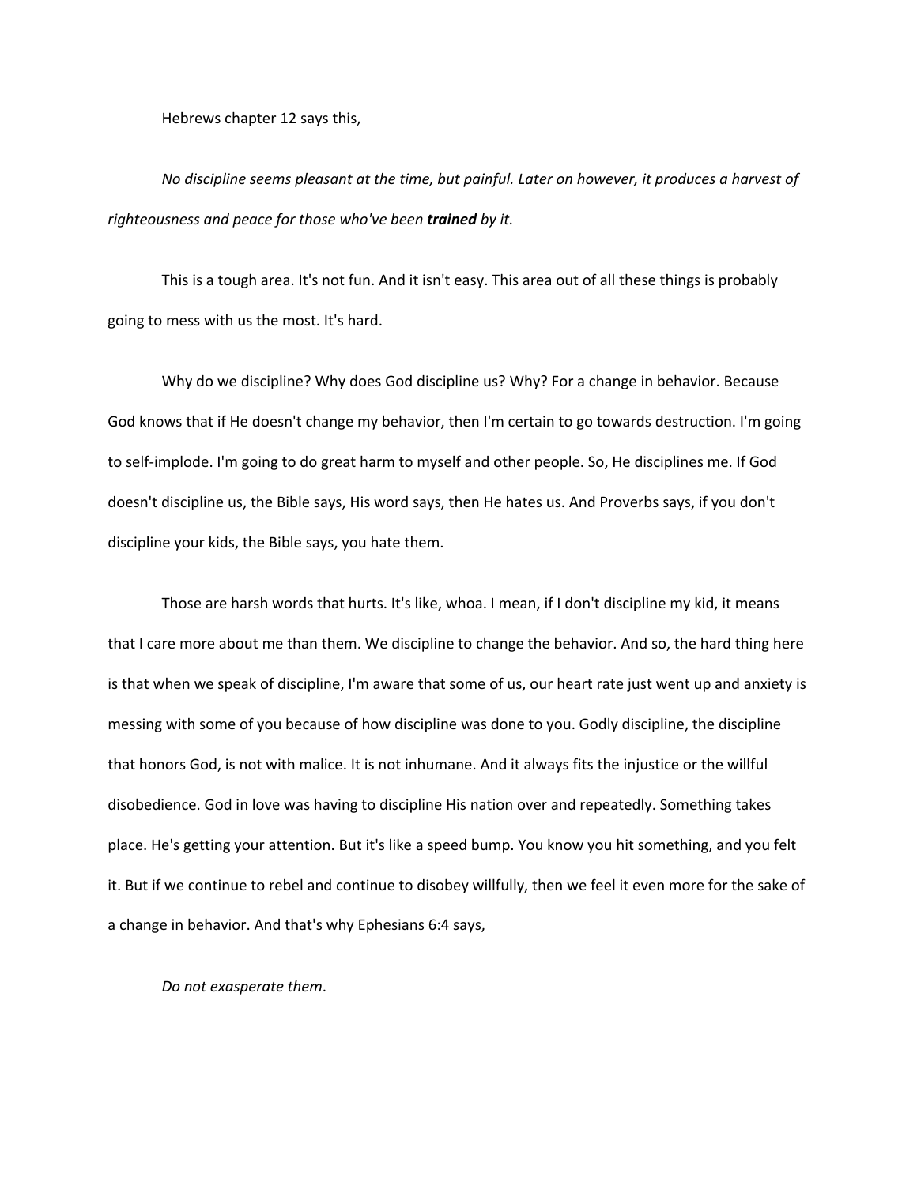Hebrews chapter 12 says this,

*No discipline seems pleasant at the time, but painful. Later on however, it produces a harvest of righteousness and peace for those who've been **trained** by it.*

This is a tough area. It's not fun. And it isn't easy. This area out of all these things is probably going to mess with us the most. It's hard.

Why do we discipline? Why does God discipline us? Why? For a change in behavior. Because God knows that if He doesn't change my behavior, then I'm certain to go towards destruction. I'm going to self-implode. I'm going to do great harm to myself and other people. So, He disciplines me. If God doesn't discipline us, the Bible says, His word says, then He hates us. And Proverbs says, if you don't discipline your kids, the Bible says, you hate them.

Those are harsh words that hurts. It's like, whoa. I mean, if I don't discipline my kid, it means that I care more about me than them. We discipline to change the behavior. And so, the hard thing here is that when we speak of discipline, I'm aware that some of us, our heart rate just went up and anxiety is messing with some of you because of how discipline was done to you. Godly discipline, the discipline that honors God, is not with malice. It is not inhumane. And it always fits the injustice or the willful disobedience. God in love was having to discipline His nation over and repeatedly. Something takes place. He's getting your attention. But it's like a speed bump. You know you hit something, and you felt it. But if we continue to rebel and continue to disobey willfully, then we feel it even more for the sake of a change in behavior. And that's why Ephesians 6:4 says,

*Do not exasperate them*.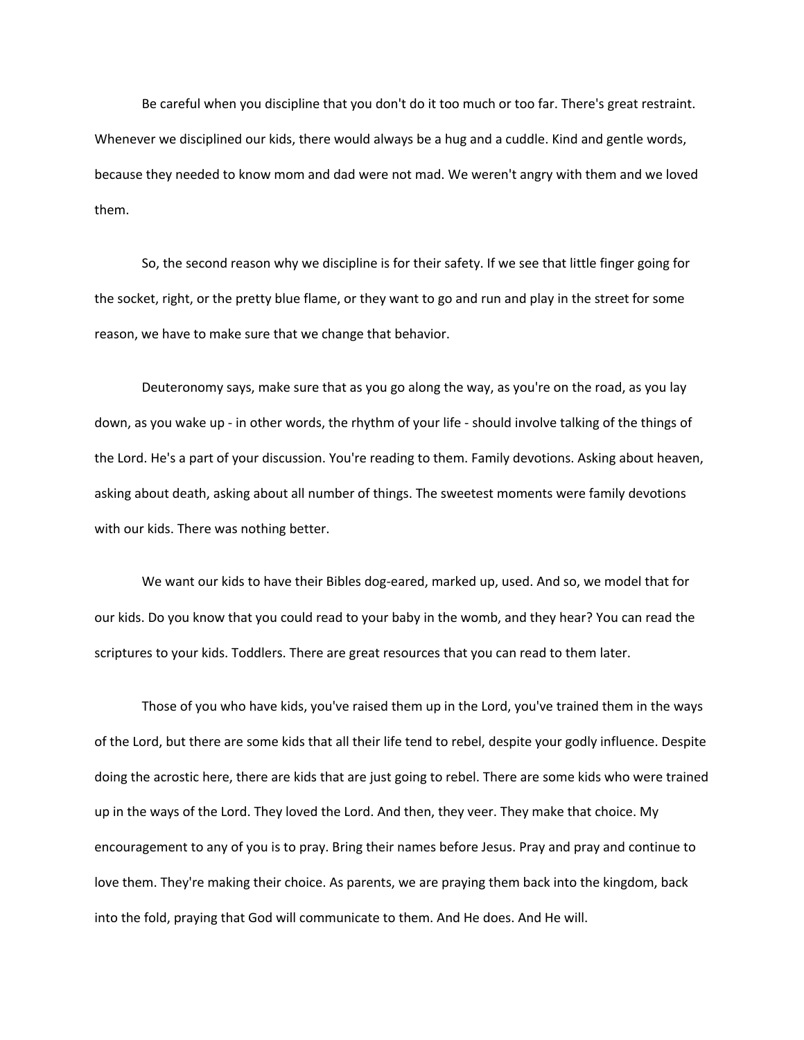Be careful when you discipline that you don't do it too much or too far. There's great restraint. Whenever we disciplined our kids, there would always be a hug and a cuddle. Kind and gentle words, because they needed to know mom and dad were not mad. We weren't angry with them and we loved them.

So, the second reason why we discipline is for their safety. If we see that little finger going for the socket, right, or the pretty blue flame, or they want to go and run and play in the street for some reason, we have to make sure that we change that behavior.

Deuteronomy says, make sure that as you go along the way, as you're on the road, as you lay down, as you wake up - in other words, the rhythm of your life - should involve talking of the things of the Lord. He's a part of your discussion. You're reading to them. Family devotions. Asking about heaven, asking about death, asking about all number of things. The sweetest moments were family devotions with our kids. There was nothing better.

We want our kids to have their Bibles dog-eared, marked up, used. And so, we model that for our kids. Do you know that you could read to your baby in the womb, and they hear? You can read the scriptures to your kids. Toddlers. There are great resources that you can read to them later.

Those of you who have kids, you've raised them up in the Lord, you've trained them in the ways of the Lord, but there are some kids that all their life tend to rebel, despite your godly influence. Despite doing the acrostic here, there are kids that are just going to rebel. There are some kids who were trained up in the ways of the Lord. They loved the Lord. And then, they veer. They make that choice. My encouragement to any of you is to pray. Bring their names before Jesus. Pray and pray and continue to love them. They're making their choice. As parents, we are praying them back into the kingdom, back into the fold, praying that God will communicate to them. And He does. And He will.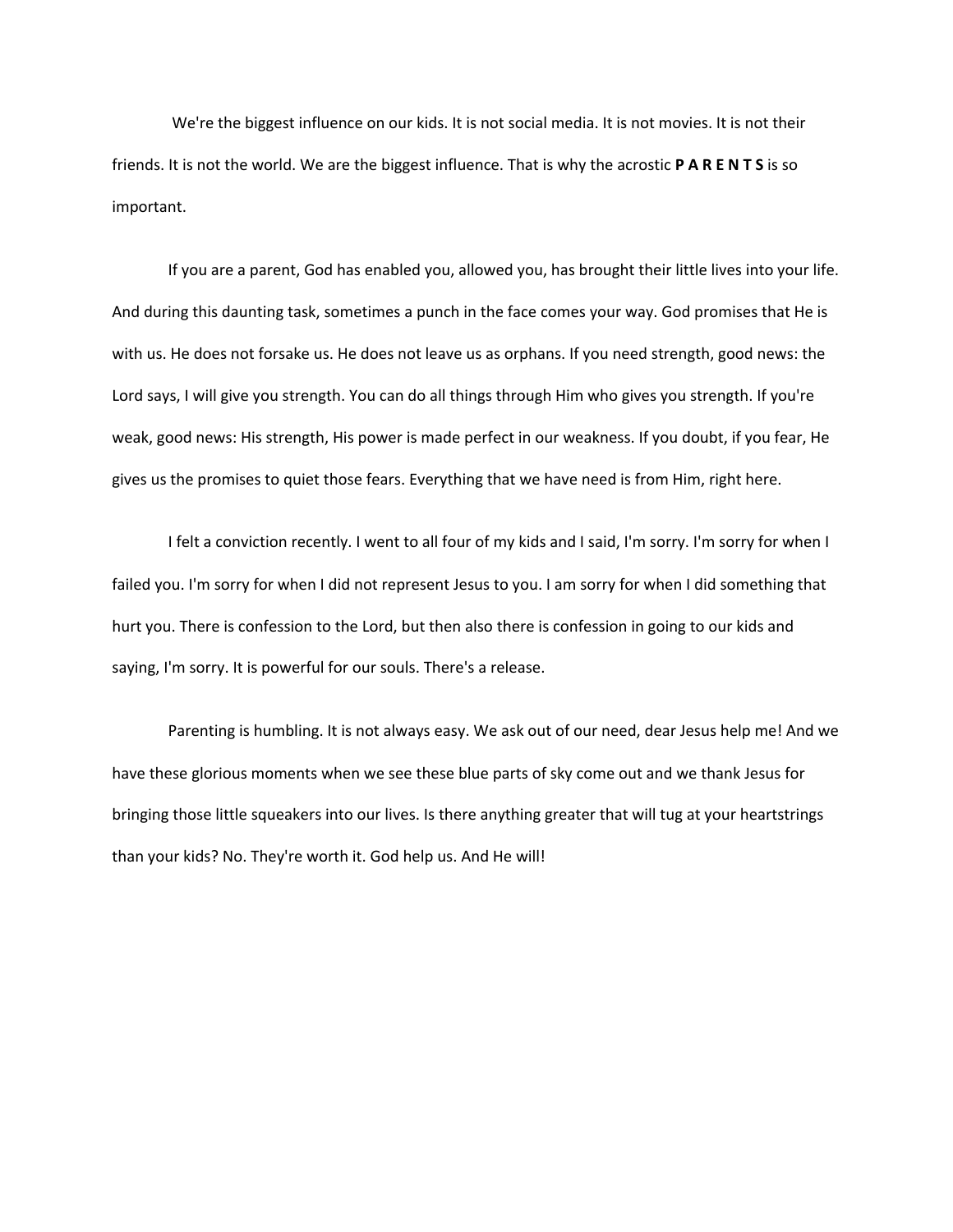We're the biggest influence on our kids. It is not social media. It is not movies. It is not their friends. It is not the world. We are the biggest influence. That is why the acrostic **P A R E N T S** is so important.

If you are a parent, God has enabled you, allowed you, has brought their little lives into your life. And during this daunting task, sometimes a punch in the face comes your way. God promises that He is with us. He does not forsake us. He does not leave us as orphans. If you need strength, good news: the Lord says, I will give you strength. You can do all things through Him who gives you strength. If you're weak, good news: His strength, His power is made perfect in our weakness. If you doubt, if you fear, He gives us the promises to quiet those fears. Everything that we have need is from Him, right here.

I felt a conviction recently. I went to all four of my kids and I said, I'm sorry. I'm sorry for when I failed you. I'm sorry for when I did not represent Jesus to you. I am sorry for when I did something that hurt you. There is confession to the Lord, but then also there is confession in going to our kids and saying, I'm sorry. It is powerful for our souls. There's a release.

Parenting is humbling. It is not always easy. We ask out of our need, dear Jesus help me! And we have these glorious moments when we see these blue parts of sky come out and we thank Jesus for bringing those little squeakers into our lives. Is there anything greater that will tug at your heartstrings than your kids? No. They're worth it. God help us. And He will!